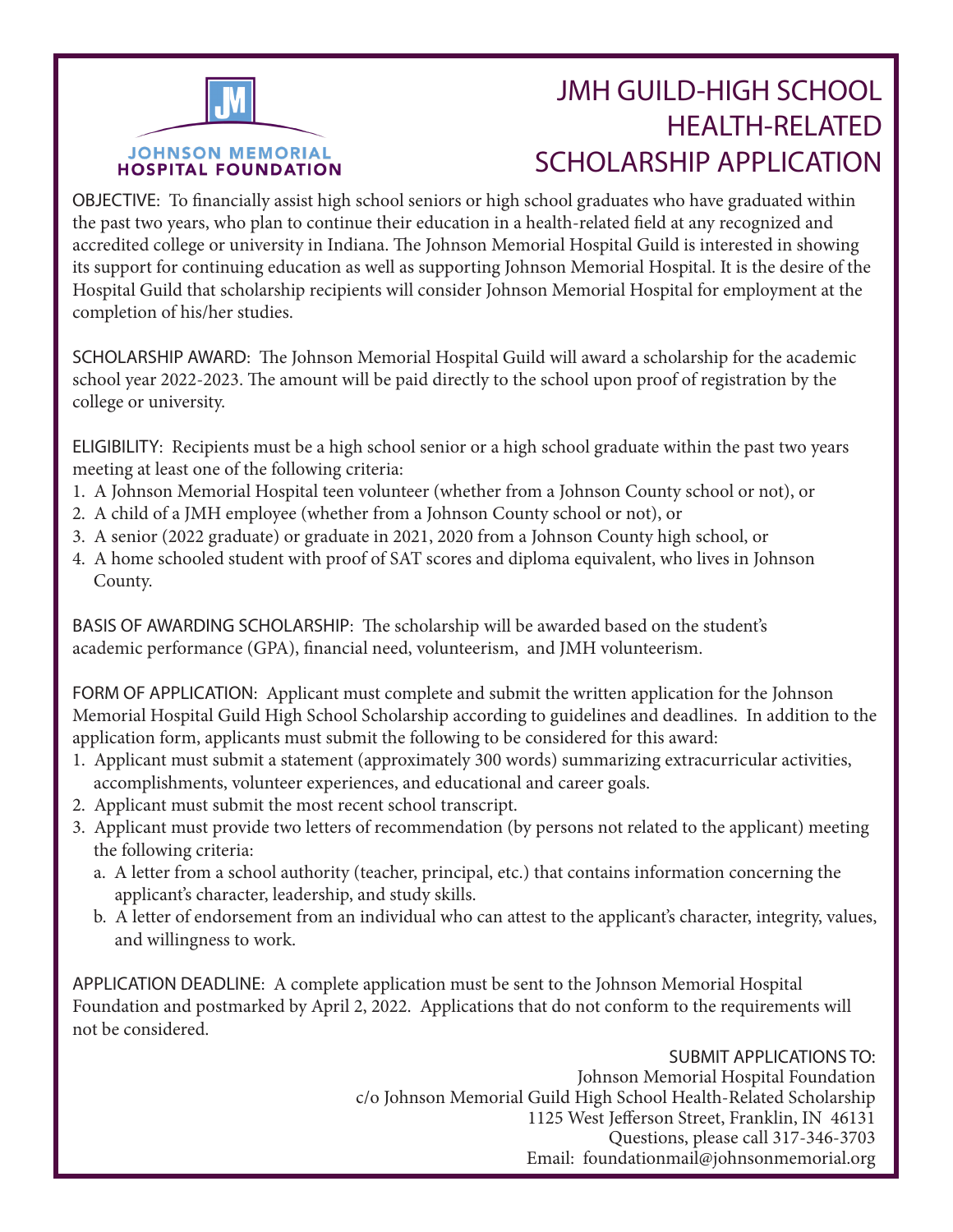JOHNSON MEMORIAL HOSPITAL FOUNDATION

# JMH GUILD-HIGH SCHOOL HEALTH-RELATED SCHOLARSHIP APPLICATION

OBJECTIVE: To financially assist high school seniors or high school graduates who have graduated within the past two years, who plan to continue their education in a health-related field at any recognized and accredited college or university in Indiana. The Johnson Memorial Hospital Guild is interested in showing its support for continuing education as well as supporting Johnson Memorial Hospital. It is the desire of the Hospital Guild that scholarship recipients will consider Johnson Memorial Hospital for employment at the completion of his/her studies.

SCHOLARSHIP AWARD: The Johnson Memorial Hospital Guild will award a scholarship for the academic school year 2022-2023. The amount will be paid directly to the school upon proof of registration by the college or university.

ELIGIBILITY: Recipients must be a high school senior or a high school graduate within the past two years meeting at least one of the following criteria:

1. A Johnson Memorial Hospital teen volunteer (whether from a Johnson County school or not), or
2. A child of a JMH employee (whether from a Johnson County school or not), or
3. A senior (2022 graduate) or graduate in 2021, 2020 from a Johnson County high school, or
4. A home schooled student with proof of SAT scores and diploma equivalent, who lives in Johnson County.

BASIS OF AWARDING SCHOLARSHIP: The scholarship will be awarded based on the student's academic performance (GPA), financial need, volunteerism, and JMH volunteerism.

FORM OF APPLICATION: Applicant must complete and submit the written application for the Johnson Memorial Hospital Guild High School Scholarship according to guidelines and deadlines. In addition to the application form, applicants must submit the following to be considered for this award:

1. Applicant must submit a statement (approximately 300 words) summarizing extracurricular activities, accomplishments, volunteer experiences, and educational and career goals.
2. Applicant must submit the most recent school transcript.
3. Applicant must provide two letters of recommendation (by persons not related to the applicant) meeting the following criteria:
   a. A letter from a school authority (teacher, principal, etc.) that contains information concerning the applicant's character, leadership, and study skills.
   b. A letter of endorsement from an individual who can attest to the applicant's character, integrity, values, and willingness to work.

APPLICATION DEADLINE: A complete application must be sent to the Johnson Memorial Hospital Foundation and postmarked by April 2, 2022. Applications that do not conform to the requirements will not be considered.

SUBMIT APPLICATIONS TO:
Johnson Memorial Hospital Foundation
c/o Johnson Memorial Guild High School Health-Related Scholarship
1125 West Jefferson Street, Franklin, IN 46131
Questions, please call 317-346-3703
Email: foundationmail@johnsonmemorial.org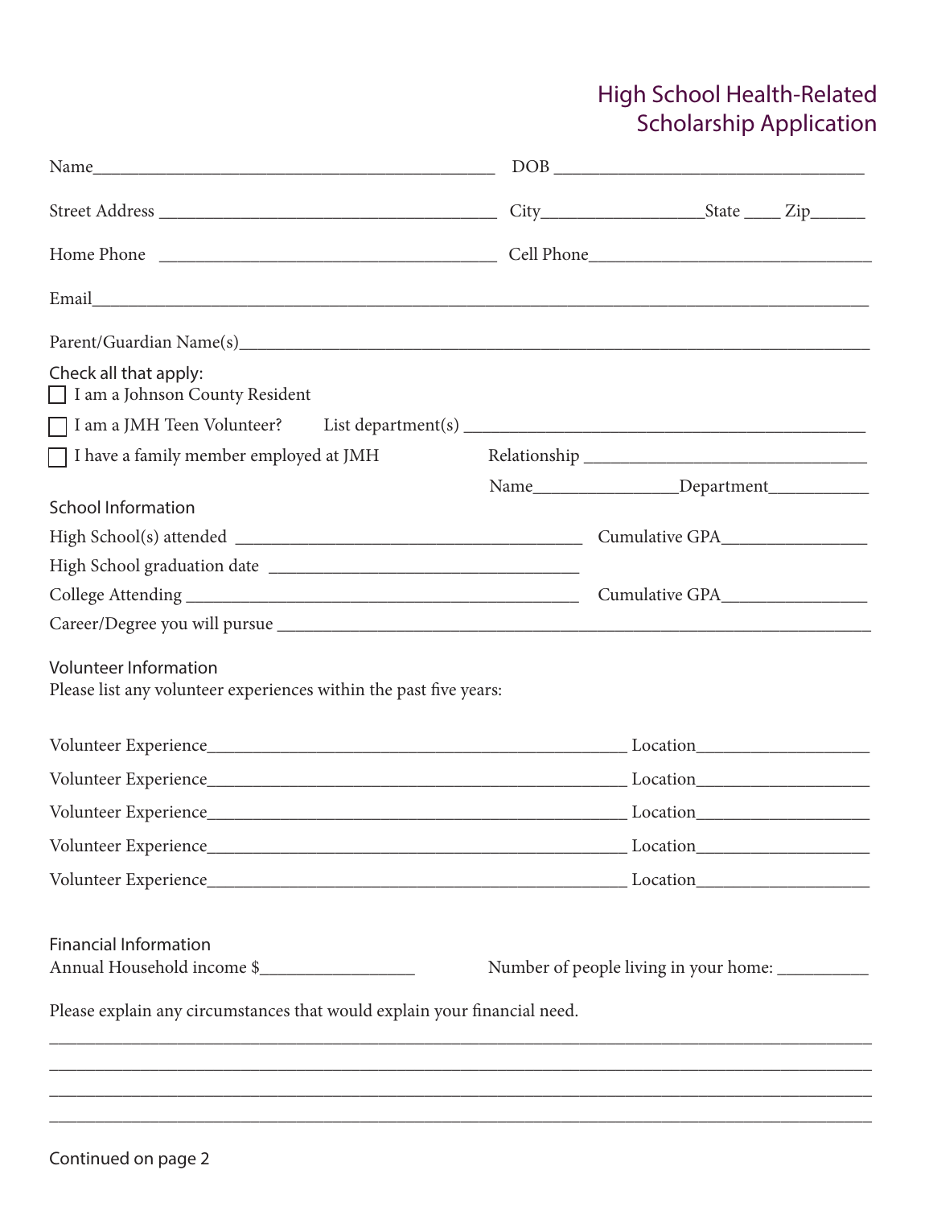# High School Health-Related Scholarship Application

Name_____________________________________________ DOB _________________________________

Street Address ______________________________________ City_________________State ____ Zip______

Home Phone ______________________________________ Cell Phone_______________________________

Email_____________________________________________________________________________________

Parent/Guardian Name(s)____________________________________________________________________

Check all that apply:

☐ I am a Johnson County Resident

☐ I am a JMH Teen Volunteer? List department(s) ____________________________________________

☐ I have a family member employed at JMH Relationship ______________________________

Name________________Department___________

## School Information

High School(s) attended ______________________________________ Cumulative GPA________________

High School graduation date _________________________________

College Attending ___________________________________________ Cumulative GPA________________

Career/Degree you will pursue _______________________________________________________________

## Volunteer Information

Please list any volunteer experiences within the past five years:

Volunteer Experience_______________________________________________ Location___________________

Volunteer Experience_______________________________________________ Location___________________

Volunteer Experience_______________________________________________ Location___________________

Volunteer Experience_______________________________________________ Location___________________

Volunteer Experience_______________________________________________ Location___________________

## Financial Information

Annual Household income $_________________ Number of people living in your home: __________

Please explain any circumstances that would explain your financial need.

__________________________________________________________________________________________

__________________________________________________________________________________________

__________________________________________________________________________________________

__________________________________________________________________________________________

Continued on page 2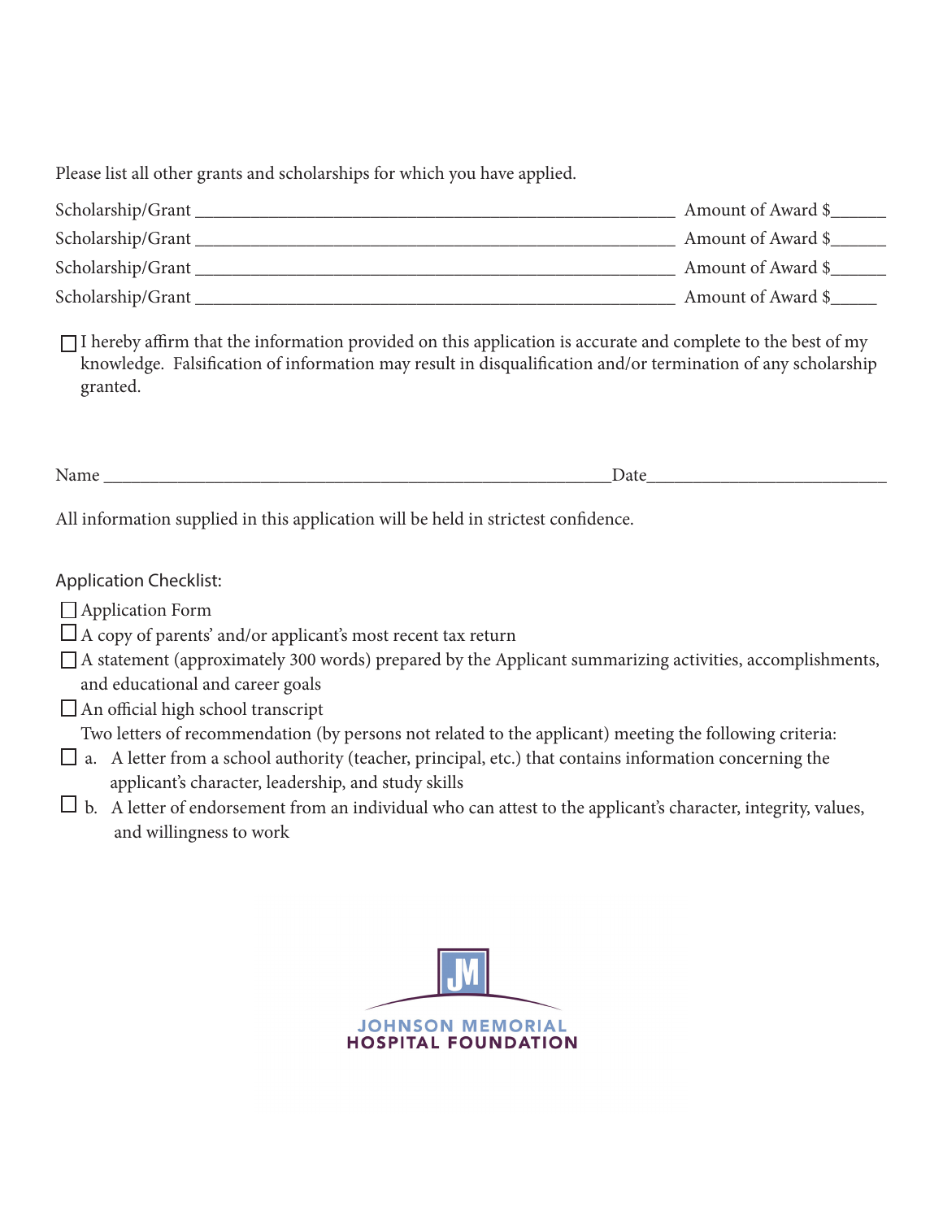Please list all other grants and scholarships for which you have applied.

Scholarship/Grant ______________________________________________________ Amount of Award $______

Scholarship/Grant ______________________________________________________ Amount of Award $______

Scholarship/Grant ______________________________________________________ Amount of Award $______

Scholarship/Grant ______________________________________________________ Amount of Award $_____

☐ I hereby affirm that the information provided on this application is accurate and complete to the best of my knowledge. Falsification of information may result in disqualification and/or termination of any scholarship granted.

Name ________________________________________________________ Date__________________________

All information supplied in this application will be held in strictest confidence.

Application Checklist:

☐ Application Form

☐ A copy of parents' and/or applicant's most recent tax return

☐ A statement (approximately 300 words) prepared by the Applicant summarizing activities, accomplishments, and educational and career goals

☐ An official high school transcript

Two letters of recommendation (by persons not related to the applicant) meeting the following criteria:

☐ a. A letter from a school authority (teacher, principal, etc.) that contains information concerning the applicant's character, leadership, and study skills

☐ b. A letter of endorsement from an individual who can attest to the applicant's character, integrity, values, and willingness to work

JM

JOHNSON MEMORIAL
HOSPITAL FOUNDATION